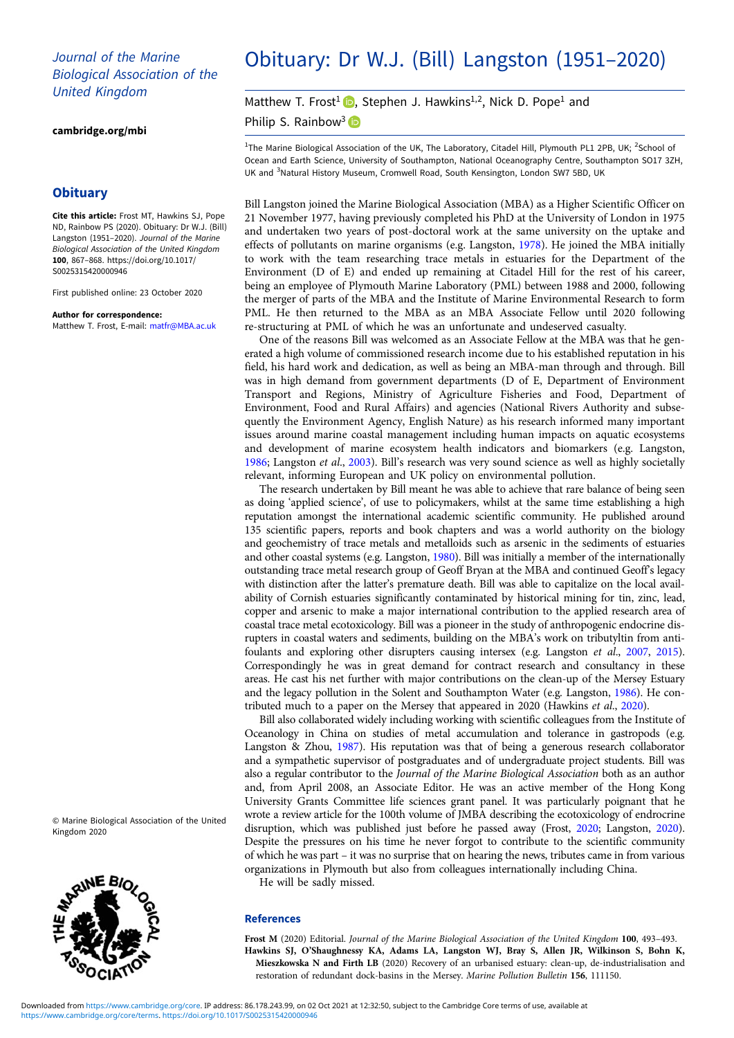Journal of the Marine Biological Association of the United Kingdom

cambridge.org/mbi

## Obituary

**Cite this article:** Frost MT, Hawkins SJ, Pope ND, Rainbow PS (2020). Obituary: Dr W.J. (Bill) Langston (1951–2020). *Journal of the Marine Biological Association of the United Kingdom* **100**, 867–868. https://doi.org/10.1017/S0025315420000946

First published online: 23 October 2020

**Author for correspondence:**
Matthew T. Frost, E-mail: matfr@MBA.ac.uk

© Marine Biological Association of the United Kingdom 2020

# Obituary: Dr W.J. (Bill) Langston (1951–2020)

Matthew T. Frost[1], Stephen J. Hawkins[1,2], Nick D. Pope[1] and Philip S. Rainbow[3]

[1]The Marine Biological Association of the UK, The Laboratory, Citadel Hill, Plymouth PL1 2PB, UK; [2]School of Ocean and Earth Science, University of Southampton, National Oceanography Centre, Southampton SO17 3ZH, UK and [3]Natural History Museum, Cromwell Road, South Kensington, London SW7 5BD, UK

Bill Langston joined the Marine Biological Association (MBA) as a Higher Scientific Officer on 21 November 1977, having previously completed his PhD at the University of London in 1975 and undertaken two years of post-doctoral work at the same university on the uptake and effects of pollutants on marine organisms (e.g. Langston, 1978). He joined the MBA initially to work with the team researching trace metals in estuaries for the Department of the Environment (D of E) and ended up remaining at Citadel Hill for the rest of his career, being an employee of Plymouth Marine Laboratory (PML) between 1988 and 2000, following the merger of parts of the MBA and the Institute of Marine Environmental Research to form PML. He then returned to the MBA as an MBA Associate Fellow until 2020 following re-structuring at PML of which he was an unfortunate and undeserved casualty.

One of the reasons Bill was welcomed as an Associate Fellow at the MBA was that he generated a high volume of commissioned research income due to his established reputation in his field, his hard work and dedication, as well as being an MBA-man through and through. Bill was in high demand from government departments (D of E, Department of Environment Transport and Regions, Ministry of Agriculture Fisheries and Food, Department of Environment, Food and Rural Affairs) and agencies (National Rivers Authority and subsequently the Environment Agency, English Nature) as his research informed many important issues around marine coastal management including human impacts on aquatic ecosystems and development of marine ecosystem health indicators and biomarkers (e.g. Langston, 1986; Langston *et al.*, 2003). Bill's research was very sound science as well as highly societally relevant, informing European and UK policy on environmental pollution.

The research undertaken by Bill meant he was able to achieve that rare balance of being seen as doing 'applied science', of use to policymakers, whilst at the same time establishing a high reputation amongst the international academic scientific community. He published around 135 scientific papers, reports and book chapters and was a world authority on the biology and geochemistry of trace metals and metalloids such as arsenic in the sediments of estuaries and other coastal systems (e.g. Langston, 1980). Bill was initially a member of the internationally outstanding trace metal research group of Geoff Bryan at the MBA and continued Geoff's legacy with distinction after the latter's premature death. Bill was able to capitalize on the local availability of Cornish estuaries significantly contaminated by historical mining for tin, zinc, lead, copper and arsenic to make a major international contribution to the applied research area of coastal trace metal ecotoxicology. Bill was a pioneer in the study of anthropogenic endocrine disrupters in coastal waters and sediments, building on the MBA's work on tributyltin from antifoulants and exploring other disrupters causing intersex (e.g. Langston *et al.*, 2007, 2015). Correspondingly he was in great demand for contract research and consultancy in these areas. He cast his net further with major contributions on the clean-up of the Mersey Estuary and the legacy pollution in the Solent and Southampton Water (e.g. Langston, 1986). He contributed much to a paper on the Mersey that appeared in 2020 (Hawkins *et al.*, 2020).

Bill also collaborated widely including working with scientific colleagues from the Institute of Oceanology in China on studies of metal accumulation and tolerance in gastropods (e.g. Langston & Zhou, 1987). His reputation was that of being a generous research collaborator and a sympathetic supervisor of postgraduates and of undergraduate project students. Bill was also a regular contributor to the *Journal of the Marine Biological Association* both as an author and, from April 2008, an Associate Editor. He was an active member of the Hong Kong University Grants Committee life sciences grant panel. It was particularly poignant that he wrote a review article for the 100th volume of JMBA describing the ecotoxicology of endrocrine disruption, which was published just before he passed away (Frost, 2020; Langston, 2020). Despite the pressures on his time he never forgot to contribute to the scientific community of which he was part – it was no surprise that on hearing the news, tributes came in from various organizations in Plymouth but also from colleagues internationally including China.

He will be sadly missed.

## References

**Frost M** (2020) Editorial. *Journal of the Marine Biological Association of the United Kingdom* **100**, 493–493.

**Hawkins SJ, O'Shaughnessy KA, Adams LA, Langston WJ, Bray S, Allen JR, Wilkinson S, Bohn K, Mieszkowska N and Firth LB** (2020) Recovery of an urbanised estuary: clean-up, de-industrialisation and restoration of redundant dock-basins in the Mersey. *Marine Pollution Bulletin* **156**, 111150.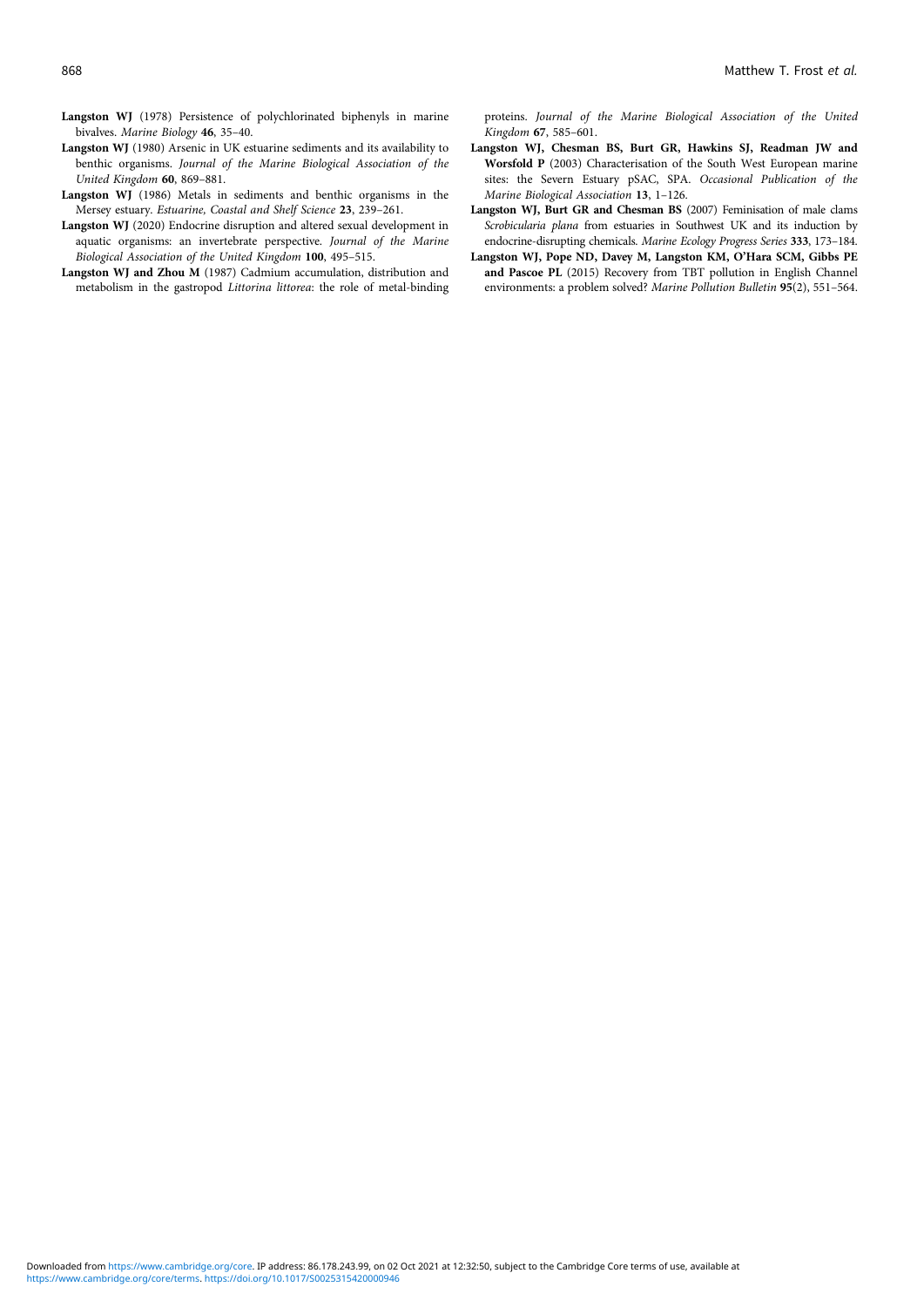**Langston WJ** (1978) Persistence of polychlorinated biphenyls in marine bivalves. *Marine Biology* **46**, 35–40.

**Langston WJ** (1980) Arsenic in UK estuarine sediments and its availability to benthic organisms. *Journal of the Marine Biological Association of the United Kingdom* **60**, 869–881.

**Langston WJ** (1986) Metals in sediments and benthic organisms in the Mersey estuary. *Estuarine, Coastal and Shelf Science* **23**, 239–261.

**Langston WJ** (2020) Endocrine disruption and altered sexual development in aquatic organisms: an invertebrate perspective. *Journal of the Marine Biological Association of the United Kingdom* **100**, 495–515.

**Langston WJ and Zhou M** (1987) Cadmium accumulation, distribution and metabolism in the gastropod *Littorina littorea*: the role of metal-binding proteins. *Journal of the Marine Biological Association of the United Kingdom* **67**, 585–601.

**Langston WJ, Chesman BS, Burt GR, Hawkins SJ, Readman JW and Worsfold P** (2003) Characterisation of the South West European marine sites: the Severn Estuary pSAC, SPA. *Occasional Publication of the Marine Biological Association* **13**, 1–126.

**Langston WJ, Burt GR and Chesman BS** (2007) Feminisation of male clams *Scrobicularia plana* from estuaries in Southwest UK and its induction by endocrine-disrupting chemicals. *Marine Ecology Progress Series* **333**, 173–184.

**Langston WJ, Pope ND, Davey M, Langston KM, O'Hara SCM, Gibbs PE and Pascoe PL** (2015) Recovery from TBT pollution in English Channel environments: a problem solved? *Marine Pollution Bulletin* **95**(2), 551–564.